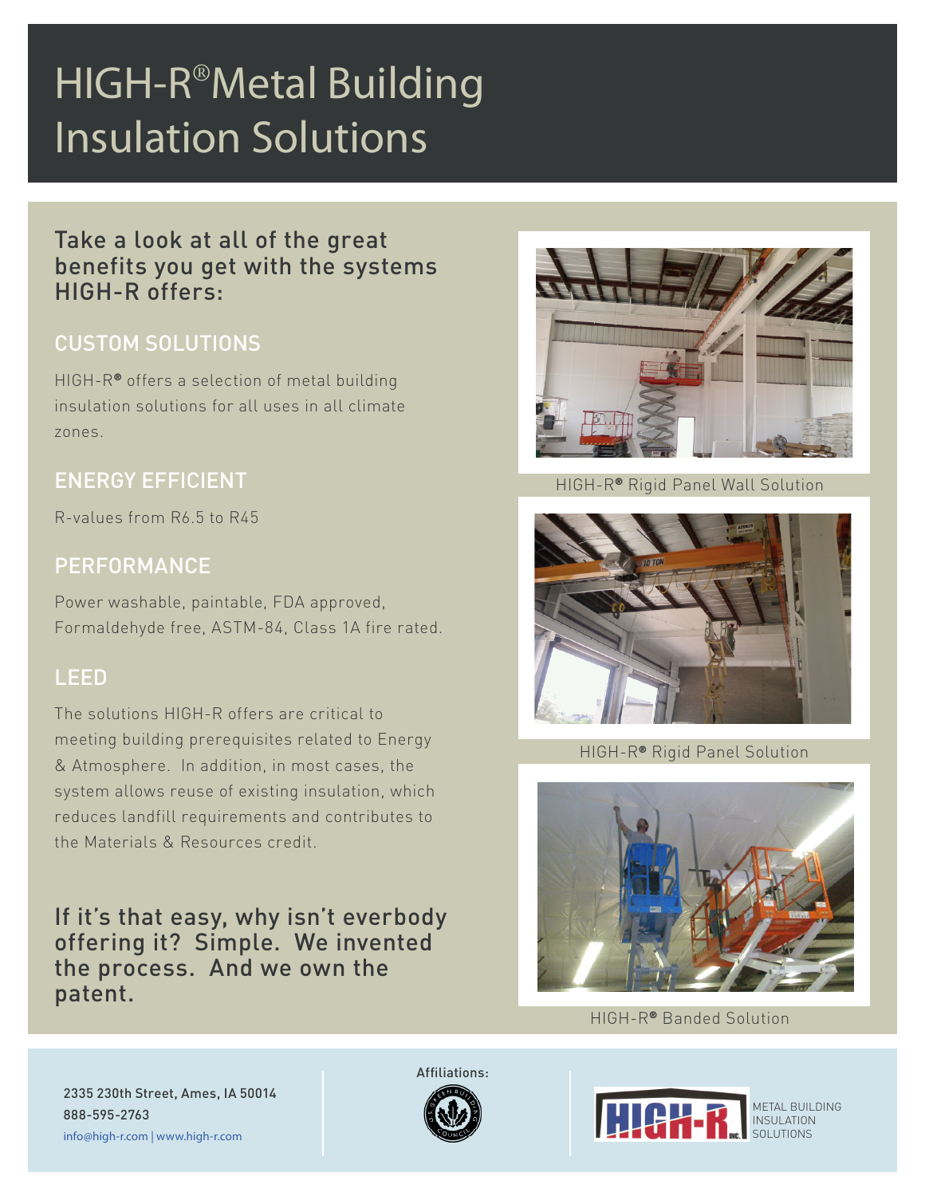# HIGH-R® Metal Building Insulation Solutions

## Take a look at all of the great benefits you get with the systems HIGH-R offers:

### CUSTOM SOLUTIONS

HIGH-R® offers a selection of metal building insulation solutions for all uses in all climate zones.

### ENERGY EFFICIENT

R-values from R6.5 to R45

### PERFORMANCE

Power washable, paintable, FDA approved, Formaldehyde free, ASTM-84, Class 1A fire rated.

### LEED

The solutions HIGH-R offers are critical to meeting building prerequisites related to Energy & Atmosphere. In addition, in most cases, the system allows reuse of existing insulation, which reduces landfill requirements and contributes to the Materials & Resources credit.

## If it's that easy, why isn't everbody offering it? Simple. We invented the process. And we own the patent.

HIGH-R® Rigid Panel Wall Solution

HIGH-R® Rigid Panel Solution

HIGH-R® Banded Solution

2335 230th Street, Ames, IA 50014
888-595-2763
info@high-r.com | www.high-r.com

Affiliations:

METAL BUILDING INSULATION SOLUTIONS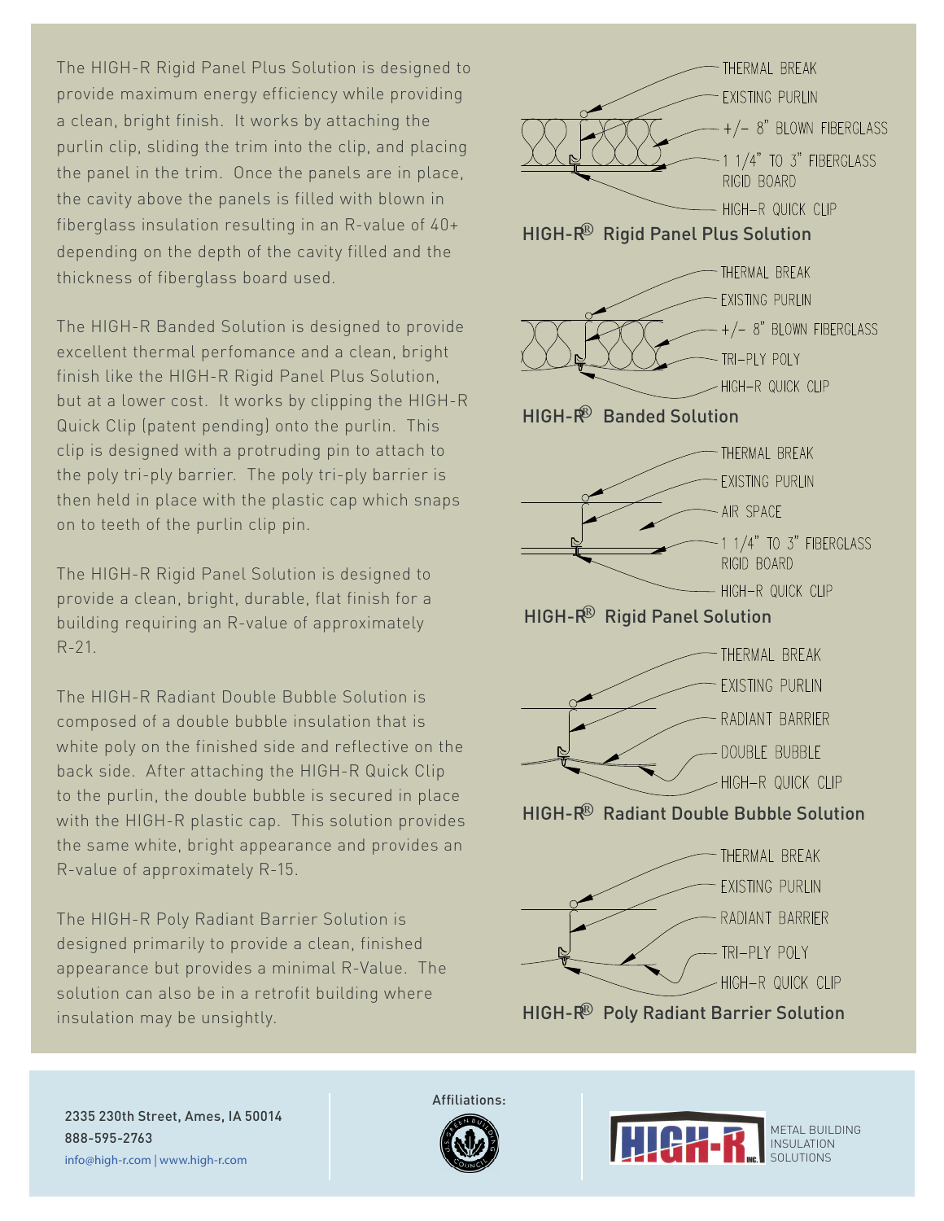The HIGH-R Rigid Panel Plus Solution is designed to provide maximum energy efficiency while providing a clean, bright finish. It works by attaching the purlin clip, sliding the trim into the clip, and placing the panel in the trim. Once the panels are in place, the cavity above the panels is filled with blown in fiberglass insulation resulting in an R-value of 40+ depending on the depth of the cavity filled and the thickness of fiberglass board used.

The HIGH-R Banded Solution is designed to provide excellent thermal perfomance and a clean, bright finish like the HIGH-R Rigid Panel Plus Solution, but at a lower cost. It works by clipping the HIGH-R Quick Clip (patent pending) onto the purlin. This clip is designed with a protruding pin to attach to the poly tri-ply barrier. The poly tri-ply barrier is then held in place with the plastic cap which snaps on to teeth of the purlin clip pin.

The HIGH-R Rigid Panel Solution is designed to provide a clean, bright, durable, flat finish for a building requiring an R-value of approximately R-21.

The HIGH-R Radiant Double Bubble Solution is composed of a double bubble insulation that is white poly on the finished side and reflective on the back side. After attaching the HIGH-R Quick Clip to the purlin, the double bubble is secured in place with the HIGH-R plastic cap. This solution provides the same white, bright appearance and provides an R-value of approximately R-15.

The HIGH-R Poly Radiant Barrier Solution is designed primarily to provide a clean, finished appearance but provides a minimal R-Value. The solution can also be in a retrofit building where insulation may be unsightly.

THERMAL BREAK
EXISTING PURLIN
+/- 8" BLOWN FIBERGLASS
1 1/4" TO 3" FIBERGLASS RIGID BOARD
HIGH-R QUICK CLIP

**HIGH-R® Rigid Panel Plus Solution**

THERMAL BREAK
EXISTING PURLIN
+/- 8" BLOWN FIBERGLASS
TRI-PLY POLY
HIGH-R QUICK CLIP

**HIGH-R® Banded Solution**

THERMAL BREAK
EXISTING PURLIN
AIR SPACE
1 1/4" TO 3" FIBERGLASS RIGID BOARD
HIGH-R QUICK CLIP

**HIGH-R® Rigid Panel Solution**

THERMAL BREAK
EXISTING PURLIN
RADIANT BARRIER
DOUBLE BUBBLE
HIGH-R QUICK CLIP

**HIGH-R® Radiant Double Bubble Solution**

THERMAL BREAK
EXISTING PURLIN
RADIANT BARRIER
TRI-PLY POLY
HIGH-R QUICK CLIP

**HIGH-R® Poly Radiant Barrier Solution**

2335 230th Street, Ames, IA 50014
888-595-2763
info@high-r.com | www.high-r.com

Affiliations:

HIGH-R INC. METAL BUILDING INSULATION SOLUTIONS